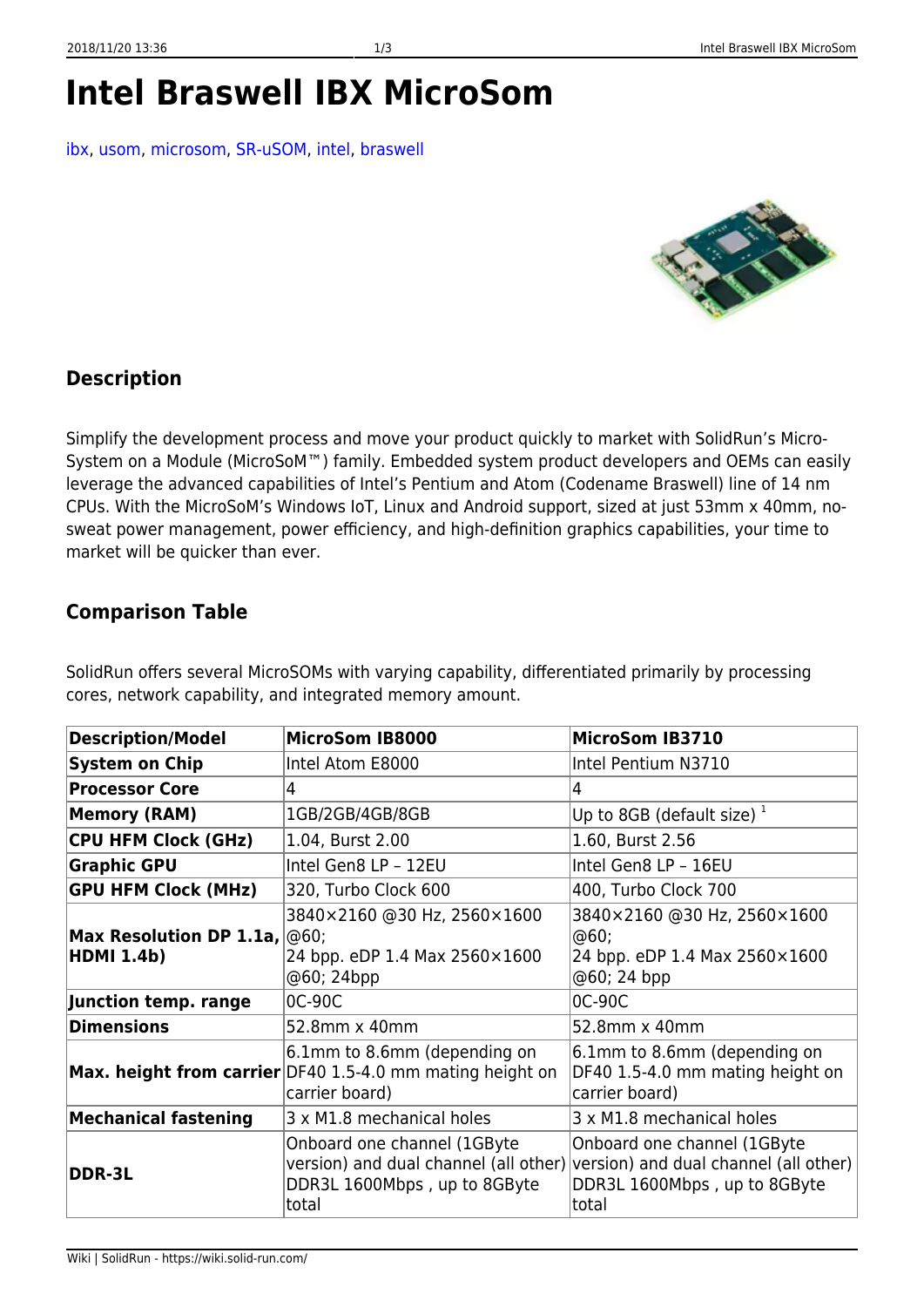# Intel Braswell IBX MicroSom

ibx, usom, microsom, SR-uSOM, intel, braswell

## Description

Simplify the development process and move your product quickly to market with SolidRun's Micro-System on a Module (MicroSoM™) family. Embedded system product developers and OEMs can easily leverage the advanced capabilities of Intel's Pentium and Atom (Codename Braswell) line of 14 nm CPUs. With the MicroSoM's Windows IoT, Linux and Android support, sized at just 53mm x 40mm, no-sweat power management, power efficiency, and high-definition graphics capabilities, your time to market will be quicker than ever.

## Comparison Table

SolidRun offers several MicroSOMs with varying capability, differentiated primarily by processing cores, network capability, and integrated memory amount.

| **Description/Model** | **MicroSom IB8000** | **MicroSom IB3710** |
|---|---|---|
| **System on Chip** | Intel Atom E8000 | Intel Pentium N3710 |
| **Processor Core** | 4 | 4 |
| **Memory (RAM)** | 1GB/2GB/4GB/8GB | Up to 8GB (default size) [1] |
| **CPU HFM Clock (GHz)** | 1.04, Burst 2.00 | 1.60, Burst 2.56 |
| **Graphic GPU** | Intel Gen8 LP – 12EU | Intel Gen8 LP – 16EU |
| **GPU HFM Clock (MHz)** | 320, Turbo Clock 600 | 400, Turbo Clock 700 |
| **Max Resolution DP 1.1a, HDMI 1.4b)** | 3840×2160 @30 Hz, 2560×1600 @60; 24 bpp. eDP 1.4 Max 2560×1600 @60; 24bpp | 3840×2160 @30 Hz, 2560×1600 @60; 24 bpp. eDP 1.4 Max 2560×1600 @60; 24 bpp |
| **Junction temp. range** | 0C-90C | 0C-90C |
| **Dimensions** | 52.8mm x 40mm | 52.8mm x 40mm |
| **Max. height from carrier** | 6.1mm to 8.6mm (depending on DF40 1.5-4.0 mm mating height on carrier board) | 6.1mm to 8.6mm (depending on DF40 1.5-4.0 mm mating height on carrier board) |
| **Mechanical fastening** | 3 x M1.8 mechanical holes | 3 x M1.8 mechanical holes |
| **DDR-3L** | Onboard one channel (1GByte version) and dual channel (all other) DDR3L 1600Mbps , up to 8GByte total | Onboard one channel (1GByte version) and dual channel (all other) DDR3L 1600Mbps , up to 8GByte total |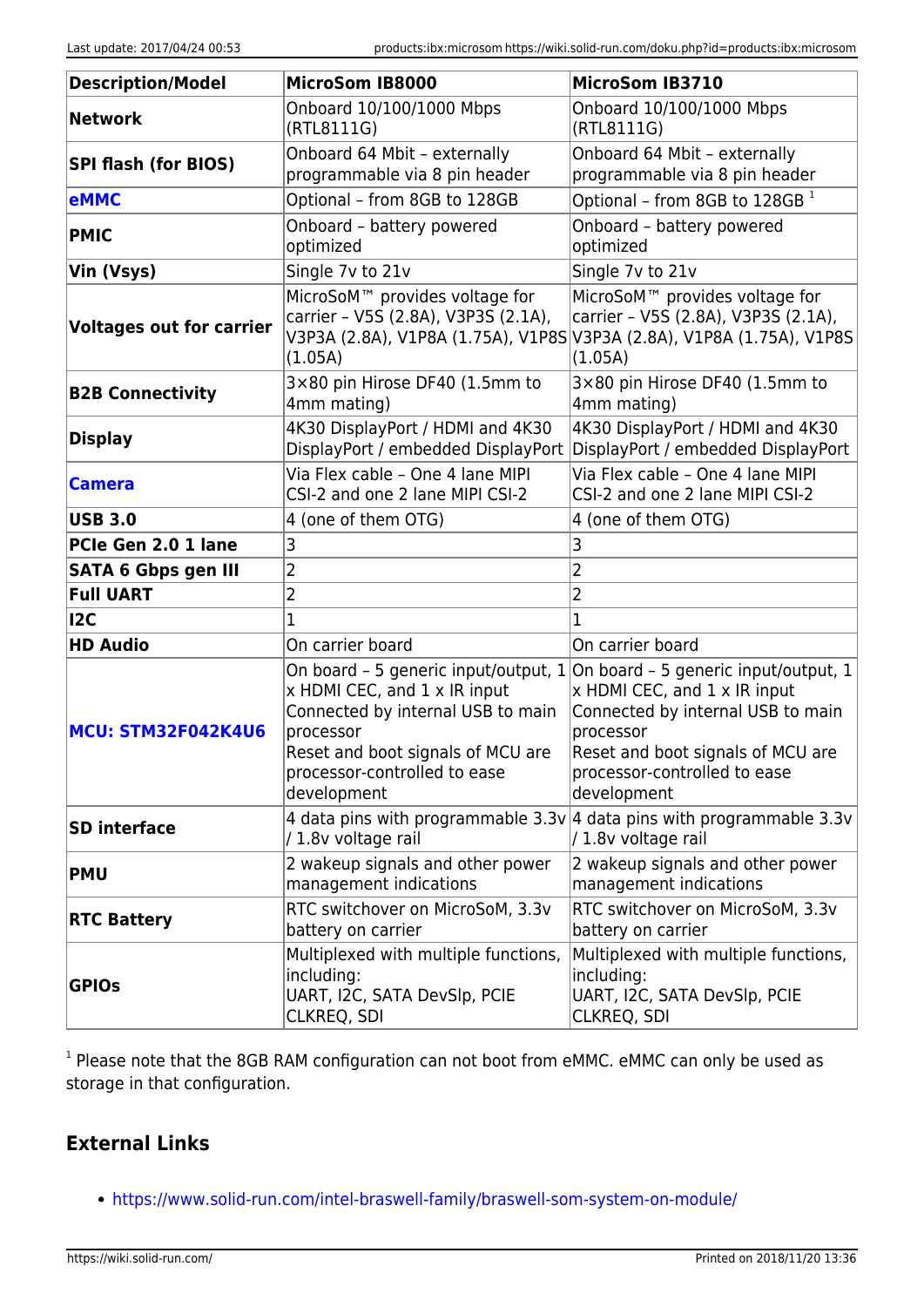| Description/Model | MicroSom IB8000 | MicroSom IB3710 |
|---|---|---|
| **Network** | Onboard 10/100/1000 Mbps (RTL8111G) | Onboard 10/100/1000 Mbps (RTL8111G) |
| **SPI flash (for BIOS)** | Onboard 64 Mbit – externally programmable via 8 pin header | Onboard 64 Mbit – externally programmable via 8 pin header |
| **eMMC** | Optional – from 8GB to 128GB | Optional – from 8GB to 128GB [1] |
| **PMIC** | Onboard – battery powered optimized | Onboard – battery powered optimized |
| **Vin (Vsys)** | Single 7v to 21v | Single 7v to 21v |
| **Voltages out for carrier** | MicroSoM™ provides voltage for carrier – V5S (2.8A), V3P3S (2.1A), V3P3A (2.8A), V1P8A (1.75A), V1P8S (1.05A) | MicroSoM™ provides voltage for carrier – V5S (2.8A), V3P3S (2.1A), V3P3A (2.8A), V1P8A (1.75A), V1P8S (1.05A) |
| **B2B Connectivity** | 3×80 pin Hirose DF40 (1.5mm to 4mm mating) | 3×80 pin Hirose DF40 (1.5mm to 4mm mating) |
| **Display** | 4K30 DisplayPort / HDMI and 4K30 DisplayPort / embedded DisplayPort | 4K30 DisplayPort / HDMI and 4K30 DisplayPort / embedded DisplayPort |
| **Camera** | Via Flex cable – One 4 lane MIPI CSI-2 and one 2 lane MIPI CSI-2 | Via Flex cable – One 4 lane MIPI CSI-2 and one 2 lane MIPI CSI-2 |
| **USB 3.0** | 4 (one of them OTG) | 4 (one of them OTG) |
| **PCIe Gen 2.0 1 lane** | 3 | 3 |
| **SATA 6 Gbps gen III** | 2 | 2 |
| **Full UART** | 2 | 2 |
| **I2C** | 1 | 1 |
| **HD Audio** | On carrier board | On carrier board |
| **MCU: STM32F042K4U6** | On board – 5 generic input/output, 1 x HDMI CEC, and 1 x IR input<br>Connected by internal USB to main processor<br>Reset and boot signals of MCU are processor-controlled to ease development | On board – 5 generic input/output, 1 x HDMI CEC, and 1 x IR input<br>Connected by internal USB to main processor<br>Reset and boot signals of MCU are processor-controlled to ease development |
| **SD interface** | 4 data pins with programmable 3.3v / 1.8v voltage rail | 4 data pins with programmable 3.3v / 1.8v voltage rail |
| **PMU** | 2 wakeup signals and other power management indications | 2 wakeup signals and other power management indications |
| **RTC Battery** | RTC switchover on MicroSoM, 3.3v battery on carrier | RTC switchover on MicroSoM, 3.3v battery on carrier |
| **GPIOs** | Multiplexed with multiple functions, including:<br>UART, I2C, SATA DevSlp, PCIE CLKREQ, SDI | Multiplexed with multiple functions, including:<br>UART, I2C, SATA DevSlp, PCIE CLKREQ, SDI |

[1] Please note that the 8GB RAM configuration can not boot from eMMC. eMMC can only be used as storage in that configuration.

## External Links

- https://www.solid-run.com/intel-braswell-family/braswell-som-system-on-module/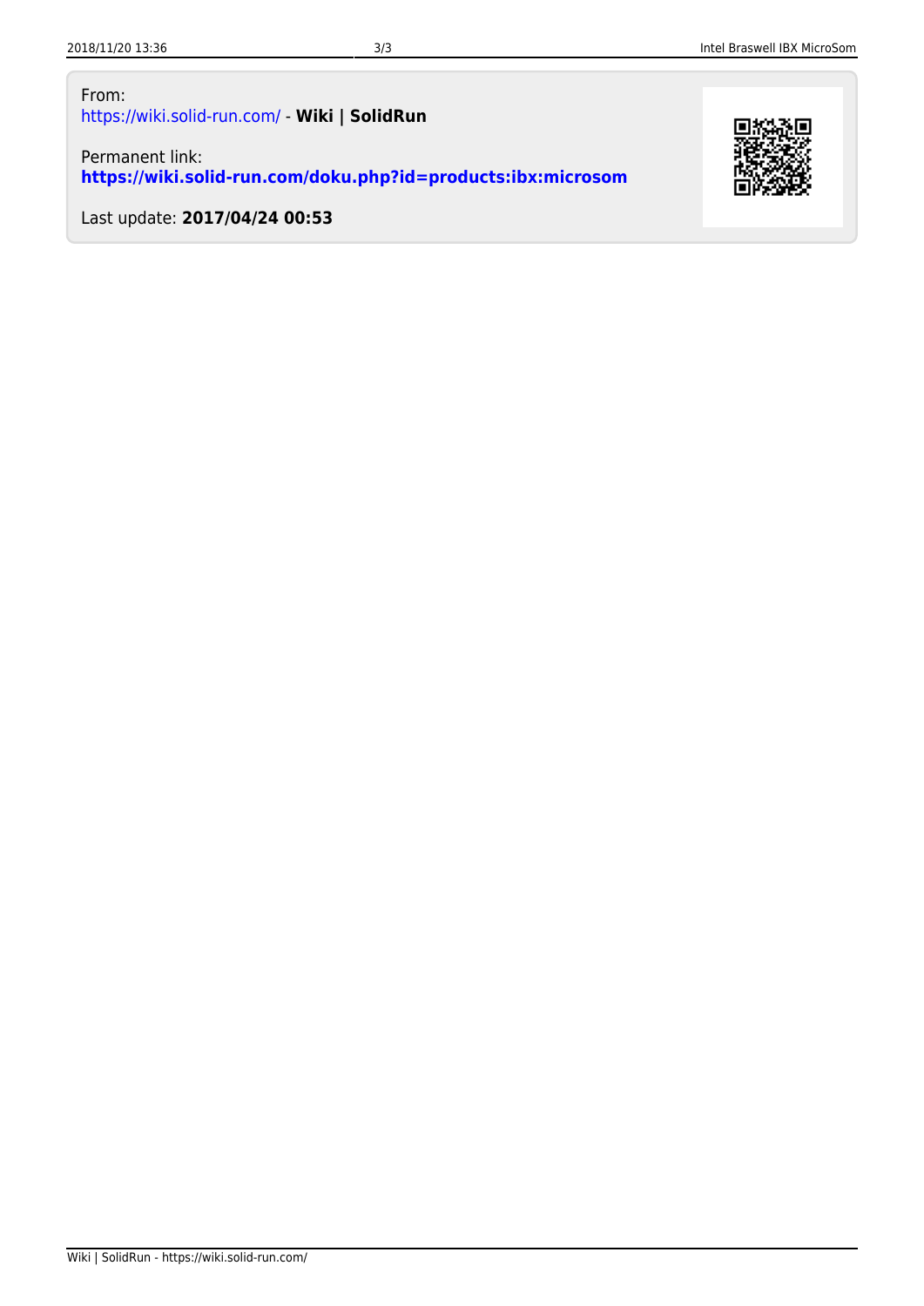From:
https://wiki.solid-run.com/ - **Wiki | SolidRun**

Permanent link:
**https://wiki.solid-run.com/doku.php?id=products:ibx:microsom**

Last update: **2017/04/24 00:53**